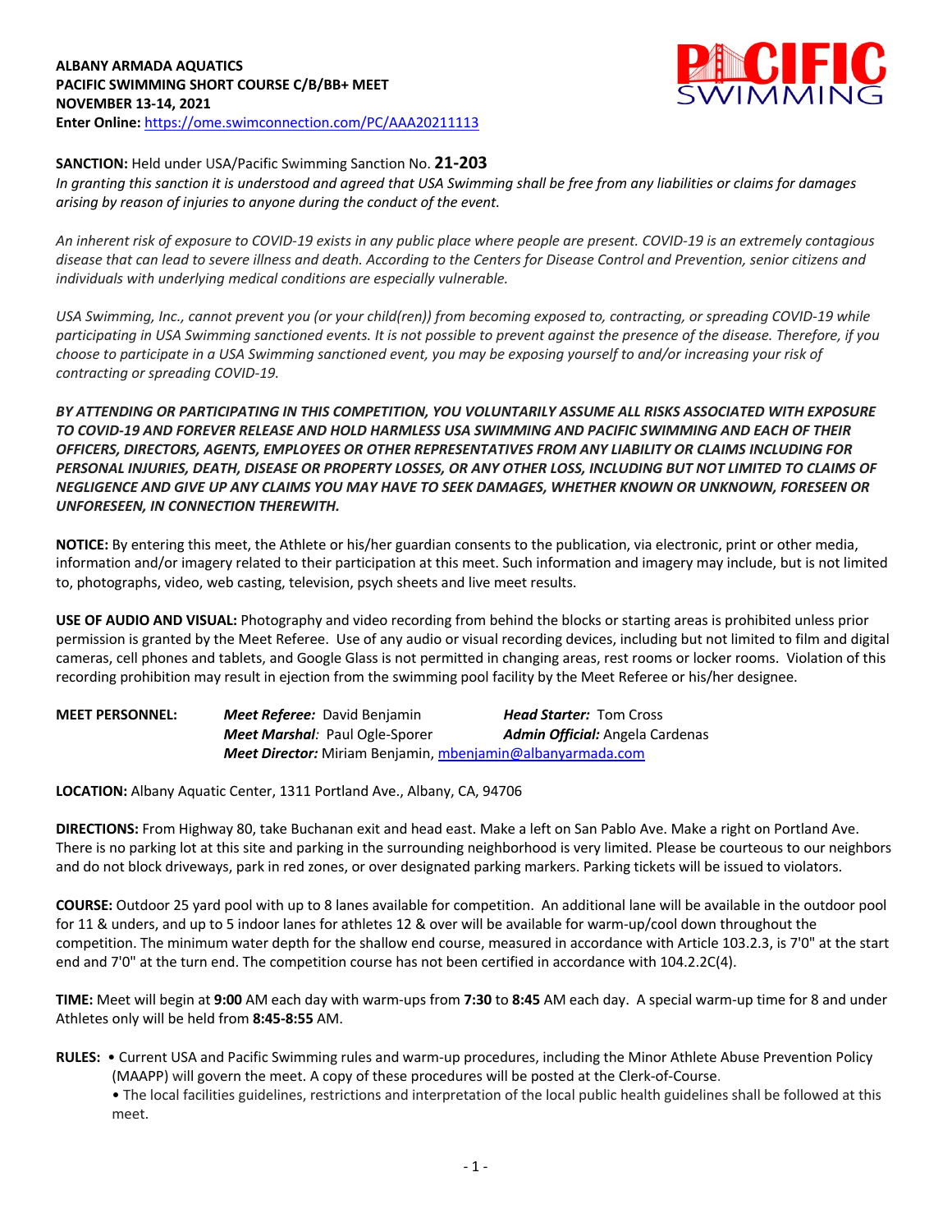**ALBANY ARMADA AQUATICS**
**PACIFIC SWIMMING SHORT COURSE C/B/BB+ MEET**
**NOVEMBER 13-14, 2021**
**Enter Online:** https://ome.swimconnection.com/PC/AAA20211113

**SANCTION:** Held under USA/Pacific Swimming Sanction No. **21-203**
*In granting this sanction it is understood and agreed that USA Swimming shall be free from any liabilities or claims for damages arising by reason of injuries to anyone during the conduct of the event.*

*An inherent risk of exposure to COVID-19 exists in any public place where people are present. COVID-19 is an extremely contagious disease that can lead to severe illness and death. According to the Centers for Disease Control and Prevention, senior citizens and individuals with underlying medical conditions are especially vulnerable.*

*USA Swimming, Inc., cannot prevent you (or your child(ren)) from becoming exposed to, contracting, or spreading COVID-19 while participating in USA Swimming sanctioned events. It is not possible to prevent against the presence of the disease. Therefore, if you choose to participate in a USA Swimming sanctioned event, you may be exposing yourself to and/or increasing your risk of contracting or spreading COVID-19.*

***BY ATTENDING OR PARTICIPATING IN THIS COMPETITION, YOU VOLUNTARILY ASSUME ALL RISKS ASSOCIATED WITH EXPOSURE TO COVID-19 AND FOREVER RELEASE AND HOLD HARMLESS USA SWIMMING AND PACIFIC SWIMMING AND EACH OF THEIR OFFICERS, DIRECTORS, AGENTS, EMPLOYEES OR OTHER REPRESENTATIVES FROM ANY LIABILITY OR CLAIMS INCLUDING FOR PERSONAL INJURIES, DEATH, DISEASE OR PROPERTY LOSSES, OR ANY OTHER LOSS, INCLUDING BUT NOT LIMITED TO CLAIMS OF NEGLIGENCE AND GIVE UP ANY CLAIMS YOU MAY HAVE TO SEEK DAMAGES, WHETHER KNOWN OR UNKNOWN, FORESEEN OR UNFORESEEN, IN CONNECTION THEREWITH.***

**NOTICE:** By entering this meet, the Athlete or his/her guardian consents to the publication, via electronic, print or other media, information and/or imagery related to their participation at this meet. Such information and imagery may include, but is not limited to, photographs, video, web casting, television, psych sheets and live meet results.

**USE OF AUDIO AND VISUAL:** Photography and video recording from behind the blocks or starting areas is prohibited unless prior permission is granted by the Meet Referee. Use of any audio or visual recording devices, including but not limited to film and digital cameras, cell phones and tablets, and Google Glass is not permitted in changing areas, rest rooms or locker rooms. Violation of this recording prohibition may result in ejection from the swimming pool facility by the Meet Referee or his/her designee.

**MEET PERSONNEL:**
***Meet Referee:*** David Benjamin
***Head Starter:*** Tom Cross
***Meet Marshal:*** Paul Ogle-Sporer
***Admin Official:*** Angela Cardenas
***Meet Director:*** Miriam Benjamin, mbenjamin@albanyarmada.com

**LOCATION:** Albany Aquatic Center, 1311 Portland Ave., Albany, CA, 94706

**DIRECTIONS:** From Highway 80, take Buchanan exit and head east. Make a left on San Pablo Ave. Make a right on Portland Ave. There is no parking lot at this site and parking in the surrounding neighborhood is very limited. Please be courteous to our neighbors and do not block driveways, park in red zones, or over designated parking markers. Parking tickets will be issued to violators.

**COURSE:** Outdoor 25 yard pool with up to 8 lanes available for competition. An additional lane will be available in the outdoor pool for 11 & unders, and up to 5 indoor lanes for athletes 12 & over will be available for warm-up/cool down throughout the competition. The minimum water depth for the shallow end course, measured in accordance with Article 103.2.3, is 7'0" at the start end and 7'0" at the turn end. The competition course has not been certified in accordance with 104.2.2C(4).

**TIME:** Meet will begin at **9:00** AM each day with warm-ups from **7:30** to **8:45** AM each day. A special warm-up time for 8 and under Athletes only will be held from **8:45-8:55** AM.

**RULES:**
- Current USA and Pacific Swimming rules and warm-up procedures, including the Minor Athlete Abuse Prevention Policy (MAAPP) will govern the meet. A copy of these procedures will be posted at the Clerk-of-Course.
- The local facilities guidelines, restrictions and interpretation of the local public health guidelines shall be followed at this meet.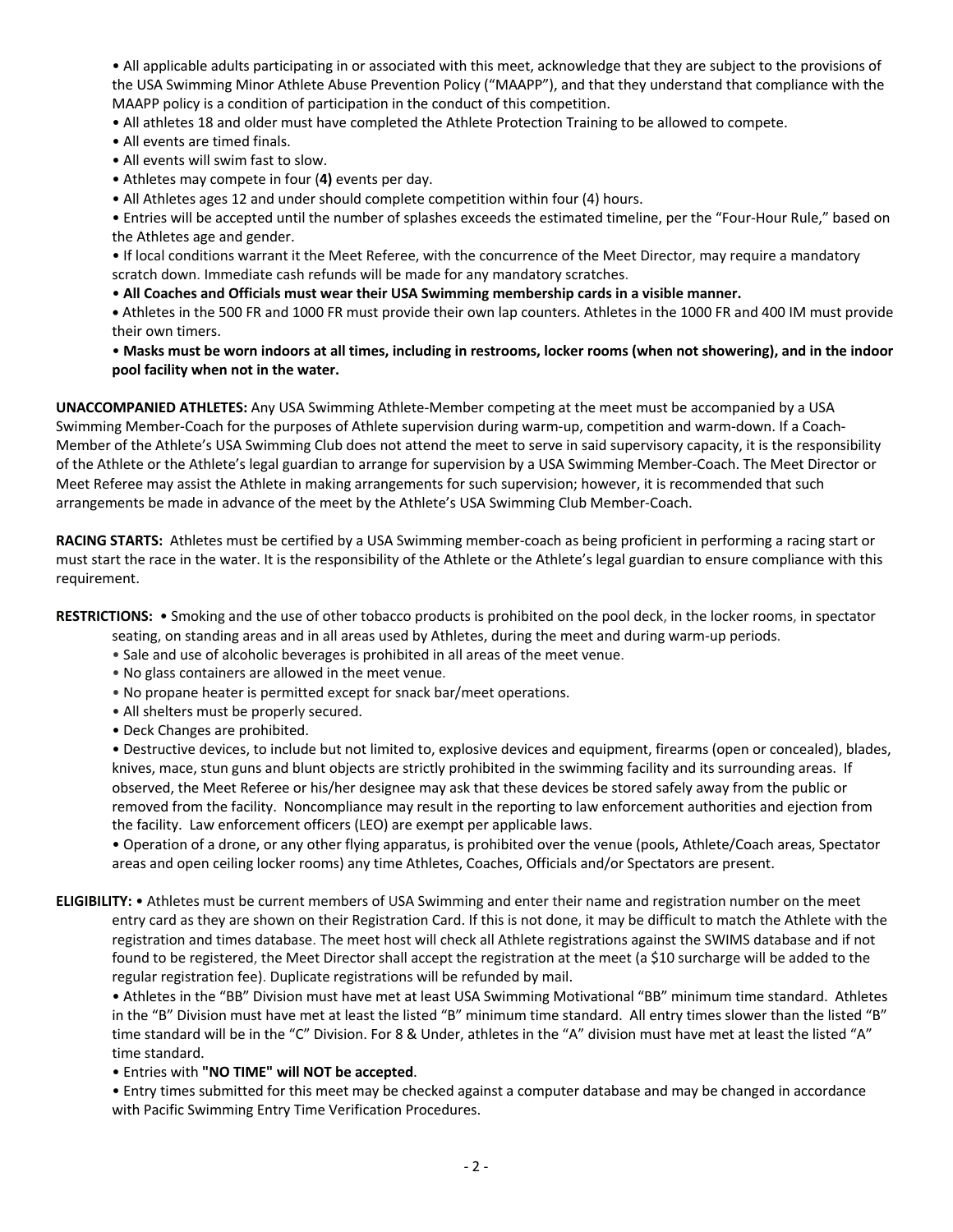- All applicable adults participating in or associated with this meet, acknowledge that they are subject to the provisions of the USA Swimming Minor Athlete Abuse Prevention Policy ("MAAPP"), and that they understand that compliance with the MAAPP policy is a condition of participation in the conduct of this competition.
- All athletes 18 and older must have completed the Athlete Protection Training to be allowed to compete.
- All events are timed finals.
- All events will swim fast to slow.
- Athletes may compete in four (**4)** events per day.
- All Athletes ages 12 and under should complete competition within four (4) hours.
- Entries will be accepted until the number of splashes exceeds the estimated timeline, per the "Four-Hour Rule," based on the Athletes age and gender.
- If local conditions warrant it the Meet Referee, with the concurrence of the Meet Director, may require a mandatory scratch down. Immediate cash refunds will be made for any mandatory scratches.
- **All Coaches and Officials must wear their USA Swimming membership cards in a visible manner.**
- Athletes in the 500 FR and 1000 FR must provide their own lap counters. Athletes in the 1000 FR and 400 IM must provide their own timers.
- **Masks must be worn indoors at all times, including in restrooms, locker rooms (when not showering), and in the indoor pool facility when not in the water.**

**UNACCOMPANIED ATHLETES:** Any USA Swimming Athlete-Member competing at the meet must be accompanied by a USA Swimming Member-Coach for the purposes of Athlete supervision during warm-up, competition and warm-down. If a Coach-Member of the Athlete's USA Swimming Club does not attend the meet to serve in said supervisory capacity, it is the responsibility of the Athlete or the Athlete's legal guardian to arrange for supervision by a USA Swimming Member-Coach. The Meet Director or Meet Referee may assist the Athlete in making arrangements for such supervision; however, it is recommended that such arrangements be made in advance of the meet by the Athlete's USA Swimming Club Member-Coach.

**RACING STARTS:** Athletes must be certified by a USA Swimming member-coach as being proficient in performing a racing start or must start the race in the water. It is the responsibility of the Athlete or the Athlete's legal guardian to ensure compliance with this requirement.

**RESTRICTIONS:**
- Smoking and the use of other tobacco products is prohibited on the pool deck, in the locker rooms, in spectator seating, on standing areas and in all areas used by Athletes, during the meet and during warm-up periods.
- Sale and use of alcoholic beverages is prohibited in all areas of the meet venue.
- No glass containers are allowed in the meet venue.
- No propane heater is permitted except for snack bar/meet operations.
- All shelters must be properly secured.
- Deck Changes are prohibited.
- Destructive devices, to include but not limited to, explosive devices and equipment, firearms (open or concealed), blades, knives, mace, stun guns and blunt objects are strictly prohibited in the swimming facility and its surrounding areas. If observed, the Meet Referee or his/her designee may ask that these devices be stored safely away from the public or removed from the facility. Noncompliance may result in the reporting to law enforcement authorities and ejection from the facility. Law enforcement officers (LEO) are exempt per applicable laws.
- Operation of a drone, or any other flying apparatus, is prohibited over the venue (pools, Athlete/Coach areas, Spectator areas and open ceiling locker rooms) any time Athletes, Coaches, Officials and/or Spectators are present.

**ELIGIBILITY:**
- Athletes must be current members of USA Swimming and enter their name and registration number on the meet entry card as they are shown on their Registration Card. If this is not done, it may be difficult to match the Athlete with the registration and times database. The meet host will check all Athlete registrations against the SWIMS database and if not found to be registered, the Meet Director shall accept the registration at the meet (a $10 surcharge will be added to the regular registration fee). Duplicate registrations will be refunded by mail.
- Athletes in the "BB" Division must have met at least USA Swimming Motivational "BB" minimum time standard. Athletes in the "B" Division must have met at least the listed "B" minimum time standard. All entry times slower than the listed "B" time standard will be in the "C" Division. For 8 & Under, athletes in the "A" division must have met at least the listed "A" time standard.
- Entries with **"NO TIME" will NOT be accepted**.
- Entry times submitted for this meet may be checked against a computer database and may be changed in accordance with Pacific Swimming Entry Time Verification Procedures.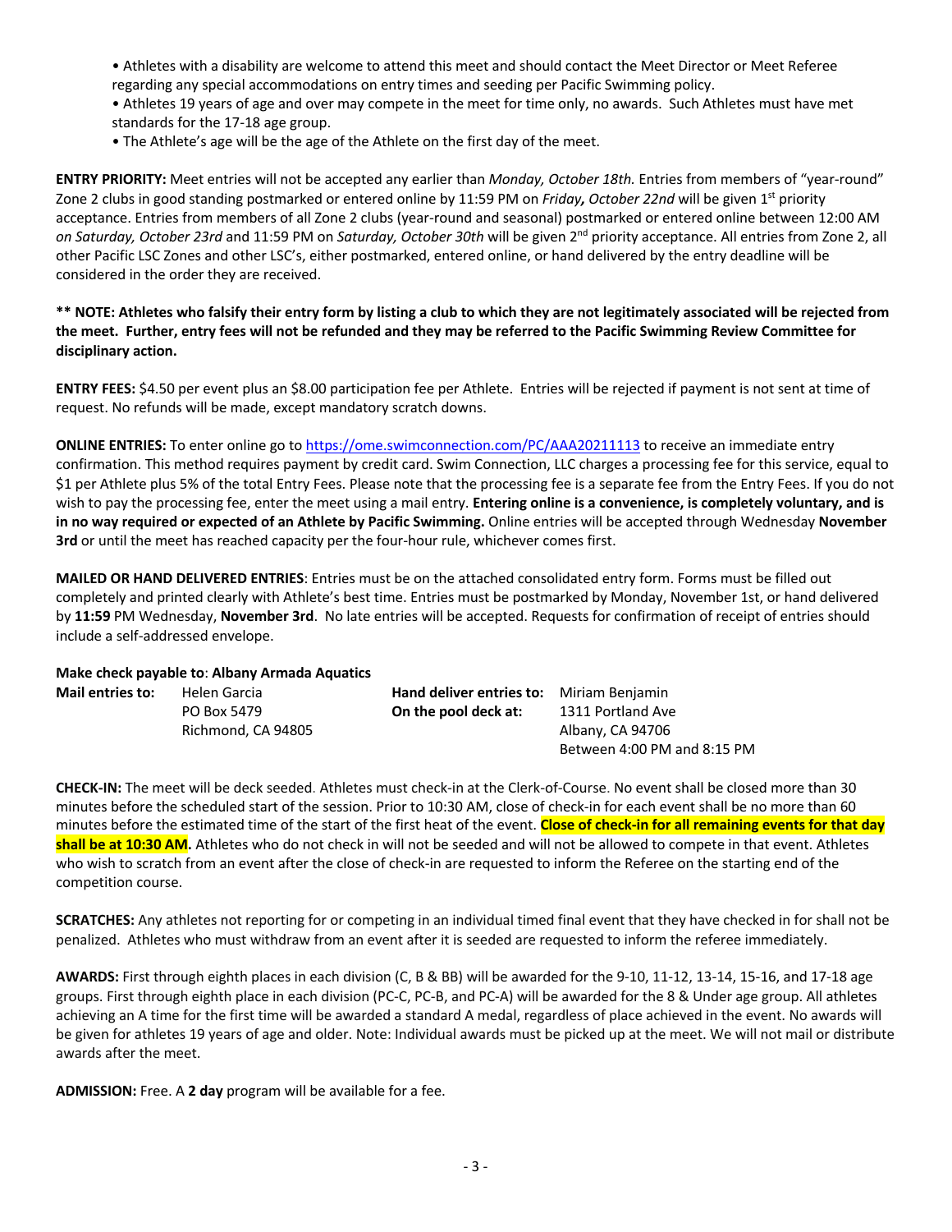- Athletes with a disability are welcome to attend this meet and should contact the Meet Director or Meet Referee regarding any special accommodations on entry times and seeding per Pacific Swimming policy.
- Athletes 19 years of age and over may compete in the meet for time only, no awards. Such Athletes must have met standards for the 17-18 age group.
- The Athlete's age will be the age of the Athlete on the first day of the meet.

**ENTRY PRIORITY:** Meet entries will not be accepted any earlier than *Monday, October 18th.* Entries from members of "year-round" Zone 2 clubs in good standing postmarked or entered online by 11:59 PM on *Friday**,** October 22nd* will be given 1st priority acceptance. Entries from members of all Zone 2 clubs (year-round and seasonal) postmarked or entered online between 12:00 AM *on Saturday, October 23rd* and 11:59 PM on *Saturday, October 30th* will be given 2nd priority acceptance. All entries from Zone 2, all other Pacific LSC Zones and other LSC's, either postmarked, entered online, or hand delivered by the entry deadline will be considered in the order they are received.

**\*\* NOTE: Athletes who falsify their entry form by listing a club to which they are not legitimately associated will be rejected from the meet. Further, entry fees will not be refunded and they may be referred to the Pacific Swimming Review Committee for disciplinary action.**

**ENTRY FEES:** $4.50 per event plus an $8.00 participation fee per Athlete. Entries will be rejected if payment is not sent at time of request. No refunds will be made, except mandatory scratch downs.

**ONLINE ENTRIES:** To enter online go to https://ome.swimconnection.com/PC/AAA20211113 to receive an immediate entry confirmation. This method requires payment by credit card. Swim Connection, LLC charges a processing fee for this service, equal to $1 per Athlete plus 5% of the total Entry Fees. Please note that the processing fee is a separate fee from the Entry Fees. If you do not wish to pay the processing fee, enter the meet using a mail entry. **Entering online is a convenience, is completely voluntary, and is in no way required or expected of an Athlete by Pacific Swimming.** Online entries will be accepted through Wednesday **November 3rd** or until the meet has reached capacity per the four-hour rule, whichever comes first.

**MAILED OR HAND DELIVERED ENTRIES**: Entries must be on the attached consolidated entry form. Forms must be filled out completely and printed clearly with Athlete's best time. Entries must be postmarked by Monday, November 1st, or hand delivered by **11:59** PM Wednesday, **November 3rd**. No late entries will be accepted. Requests for confirmation of receipt of entries should include a self-addressed envelope.

**Make check payable to**: **Albany Armada Aquatics**

| **Mail entries to:** | Helen Garcia | **Hand deliver entries to:** | Miriam Benjamin |
|---|---|---|---|
| | PO Box 5479 | **On the pool deck at:** | 1311 Portland Ave |
| | Richmond, CA 94805 | | Albany, CA 94706 |
| | | | Between 4:00 PM and 8:15 PM |

**CHECK-IN:** The meet will be deck seeded. Athletes must check-in at the Clerk-of-Course. No event shall be closed more than 30 minutes before the scheduled start of the session. Prior to 10:30 AM, close of check-in for each event shall be no more than 60 minutes before the estimated time of the start of the first heat of the event. **Close of check-in for all remaining events for that day shall be at 10:30 AM.** Athletes who do not check in will not be seeded and will not be allowed to compete in that event. Athletes who wish to scratch from an event after the close of check-in are requested to inform the Referee on the starting end of the competition course.

**SCRATCHES:** Any athletes not reporting for or competing in an individual timed final event that they have checked in for shall not be penalized. Athletes who must withdraw from an event after it is seeded are requested to inform the referee immediately.

**AWARDS:** First through eighth places in each division (C, B & BB) will be awarded for the 9-10, 11-12, 13-14, 15-16, and 17-18 age groups. First through eighth place in each division (PC-C, PC-B, and PC-A) will be awarded for the 8 & Under age group. All athletes achieving an A time for the first time will be awarded a standard A medal, regardless of place achieved in the event. No awards will be given for athletes 19 years of age and older. Note: Individual awards must be picked up at the meet. We will not mail or distribute awards after the meet.

**ADMISSION:** Free. A **2 day** program will be available for a fee.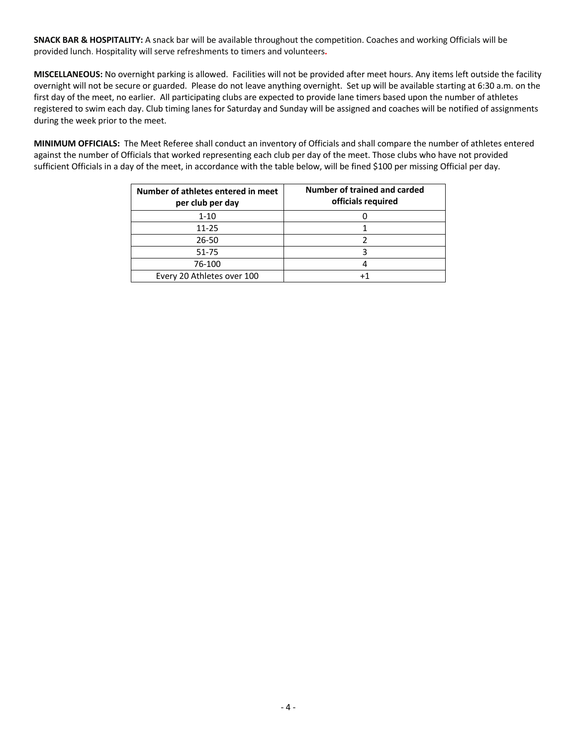**SNACK BAR & HOSPITALITY:** A snack bar will be available throughout the competition. Coaches and working Officials will be provided lunch. Hospitality will serve refreshments to timers and volunteers**.**

**MISCELLANEOUS:** No overnight parking is allowed. Facilities will not be provided after meet hours. Any items left outside the facility overnight will not be secure or guarded. Please do not leave anything overnight. Set up will be available starting at 6:30 a.m. on the first day of the meet, no earlier. All participating clubs are expected to provide lane timers based upon the number of athletes registered to swim each day. Club timing lanes for Saturday and Sunday will be assigned and coaches will be notified of assignments during the week prior to the meet.

**MINIMUM OFFICIALS:** The Meet Referee shall conduct an inventory of Officials and shall compare the number of athletes entered against the number of Officials that worked representing each club per day of the meet. Those clubs who have not provided sufficient Officials in a day of the meet, in accordance with the table below, will be fined $100 per missing Official per day.

| Number of athletes entered in meet per club per day | Number of trained and carded officials required |
|---|---|
| 1-10 | 0 |
| 11-25 | 1 |
| 26-50 | 2 |
| 51-75 | 3 |
| 76-100 | 4 |
| Every 20 Athletes over 100 | +1 |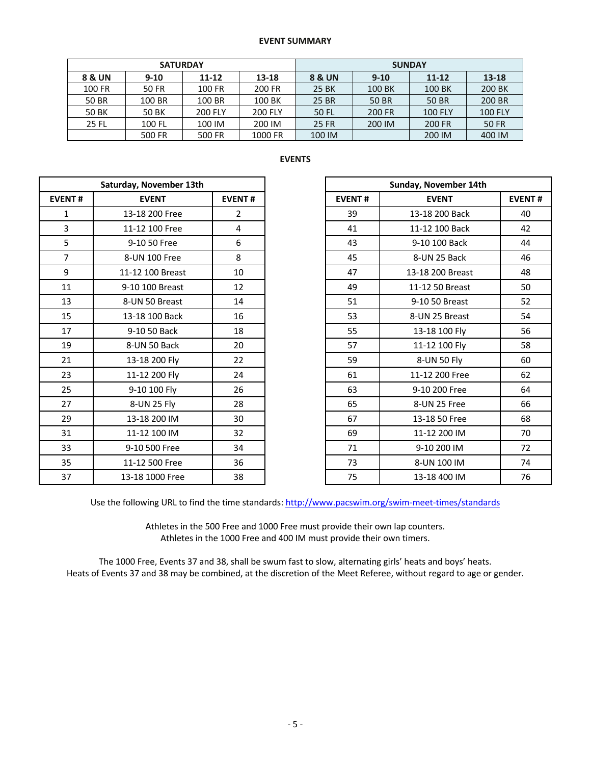**EVENT SUMMARY**

| SATURDAY | | | | SUNDAY | | | |
|---|---|---|---|---|---|---|---|
| **8 & UN** | **9-10** | **11-12** | **13-18** | **8 & UN** | **9-10** | **11-12** | **13-18** |
| 100 FR | 50 FR | 100 FR | 200 FR | 25 BK | 100 BK | 100 BK | 200 BK |
| 50 BR | 100 BR | 100 BR | 100 BK | 25 BR | 50 BR | 50 BR | 200 BR |
| 50 BK | 50 BK | 200 FLY | 200 FLY | 50 FL | 200 FR | 100 FLY | 100 FLY |
| 25 FL | 100 FL | 100 IM | 200 IM | 25 FR | 200 IM | 200 FR | 50 FR |
| | 500 FR | 500 FR | 1000 FR | 100 IM | | 200 IM | 400 IM |

**EVENTS**

| Saturday, November 13th | | |
|---|---|---|
| **EVENT #** | **EVENT** | **EVENT #** |
| 1 | 13-18 200 Free | 2 |
| 3 | 11-12 100 Free | 4 |
| 5 | 9-10 50 Free | 6 |
| 7 | 8-UN 100 Free | 8 |
| 9 | 11-12 100 Breast | 10 |
| 11 | 9-10 100 Breast | 12 |
| 13 | 8-UN 50 Breast | 14 |
| 15 | 13-18 100 Back | 16 |
| 17 | 9-10 50 Back | 18 |
| 19 | 8-UN 50 Back | 20 |
| 21 | 13-18 200 Fly | 22 |
| 23 | 11-12 200 Fly | 24 |
| 25 | 9-10 100 Fly | 26 |
| 27 | 8-UN 25 Fly | 28 |
| 29 | 13-18 200 IM | 30 |
| 31 | 11-12 100 IM | 32 |
| 33 | 9-10 500 Free | 34 |
| 35 | 11-12 500 Free | 36 |
| 37 | 13-18 1000 Free | 38 |

| Sunday, November 14th | | |
|---|---|---|
| **EVENT #** | **EVENT** | **EVENT #** |
| 39 | 13-18 200 Back | 40 |
| 41 | 11-12 100 Back | 42 |
| 43 | 9-10 100 Back | 44 |
| 45 | 8-UN 25 Back | 46 |
| 47 | 13-18 200 Breast | 48 |
| 49 | 11-12 50 Breast | 50 |
| 51 | 9-10 50 Breast | 52 |
| 53 | 8-UN 25 Breast | 54 |
| 55 | 13-18 100 Fly | 56 |
| 57 | 11-12 100 Fly | 58 |
| 59 | 8-UN 50 Fly | 60 |
| 61 | 11-12 200 Free | 62 |
| 63 | 9-10 200 Free | 64 |
| 65 | 8-UN 25 Free | 66 |
| 67 | 13-18 50 Free | 68 |
| 69 | 11-12 200 IM | 70 |
| 71 | 9-10 200 IM | 72 |
| 73 | 8-UN 100 IM | 74 |
| 75 | 13-18 400 IM | 76 |

Use the following URL to find the time standards: http://www.pacswim.org/swim-meet-times/standards

Athletes in the 500 Free and 1000 Free must provide their own lap counters.
Athletes in the 1000 Free and 400 IM must provide their own timers.

The 1000 Free, Events 37 and 38, shall be swum fast to slow, alternating girls' heats and boys' heats.
Heats of Events 37 and 38 may be combined, at the discretion of the Meet Referee, without regard to age or gender.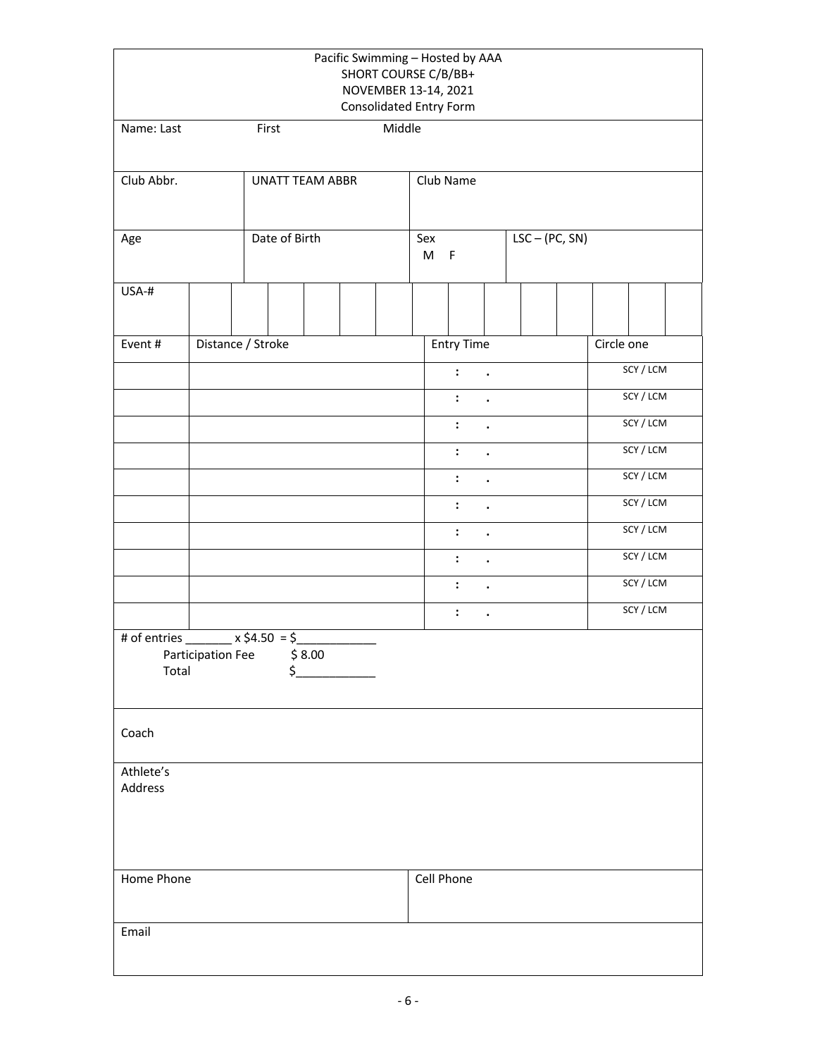Pacific Swimming – Hosted by AAA
SHORT COURSE C/B/BB+
NOVEMBER 13-14, 2021
Consolidated Entry Form

| Name: Last | First | Middle |
|---|---|---|
| | | |

| Club Abbr. | UNATT TEAM ABBR | Club Name |
|---|---|---|
| | | |

| Age | Date of Birth | Sex M F | LSC – (PC, SN) |
|---|---|---|---|
| | | | |

| USA-# | | | | | | | | | | | | | | |
|---|---|---|---|---|---|---|---|---|---|---|---|---|---|---|
| | | | | | | | | | | | | | | |

| Event # | Distance / Stroke | Entry Time | Circle one |
|---|---|---|---|
| | | : . | SCY / LCM |
| | | : . | SCY / LCM |
| | | : . | SCY / LCM |
| | | : . | SCY / LCM |
| | | : . | SCY / LCM |
| | | : . | SCY / LCM |
| | | : . | SCY / LCM |
| | | : . | SCY / LCM |
| | | : . | SCY / LCM |
| | | : . | SCY / LCM |

of entries _______ x $4.50 = $____________
Participation Fee $ 8.00
Total $____________

Coach

Athlete's Address

| Home Phone | Cell Phone |
|---|---|
| | |

Email